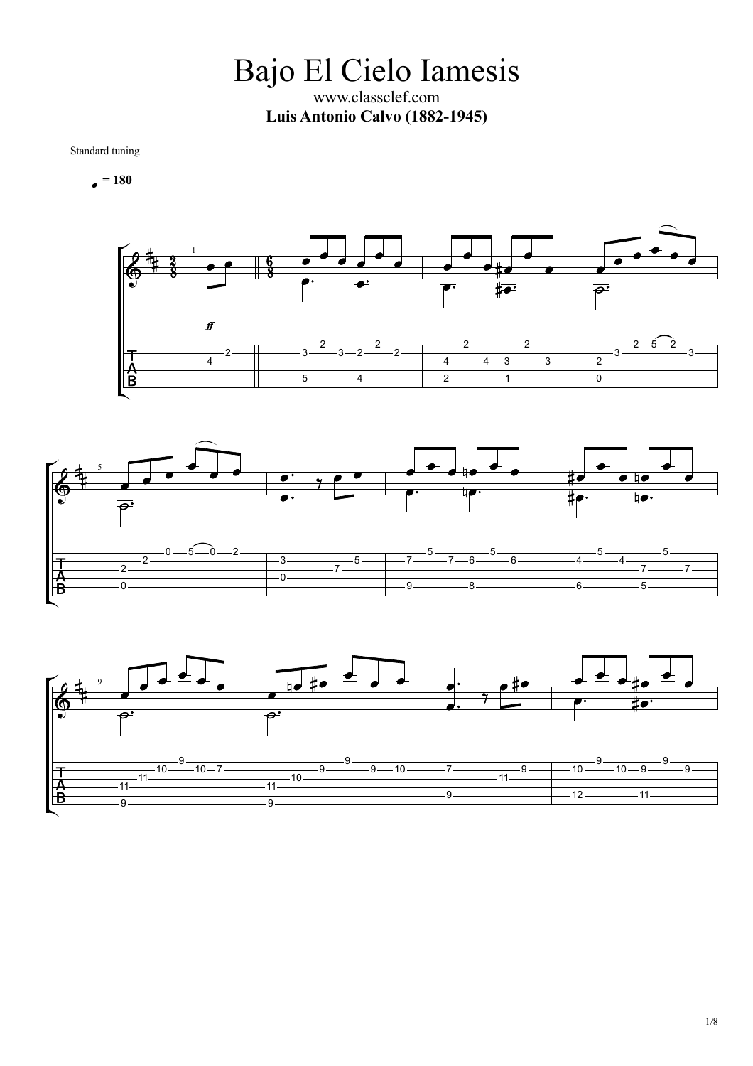# Bajo El Cielo Iamesis

www.classclef.com

**Luis Antonio Calvo (1882-1945)**

Standard tuning

♩ = 180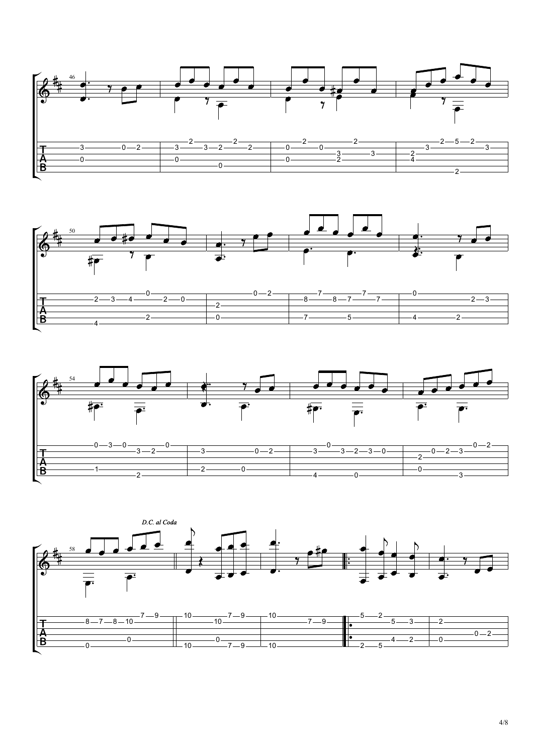D.C. al Coda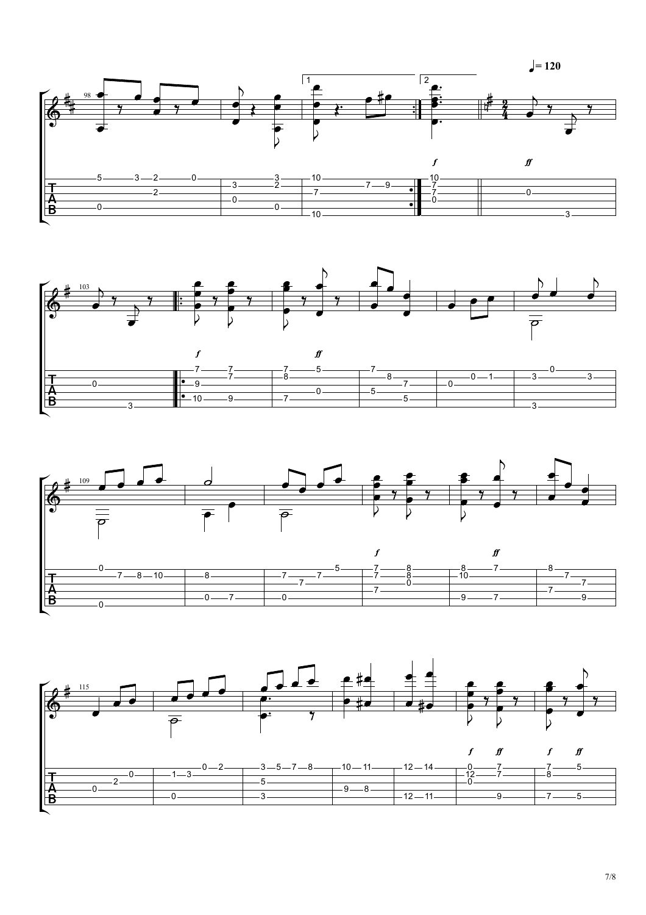♩= 120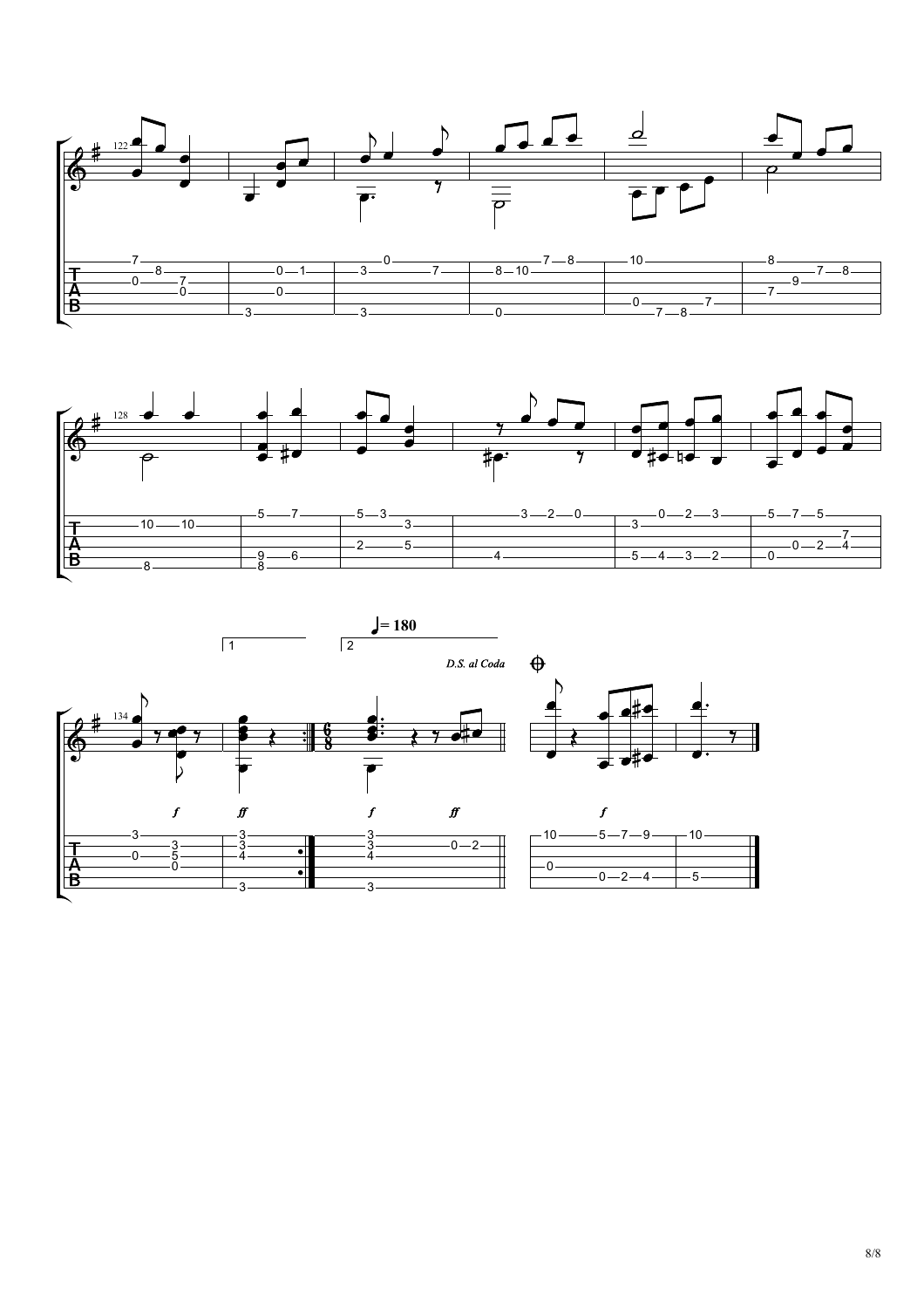♩= 180

D.S. al Coda